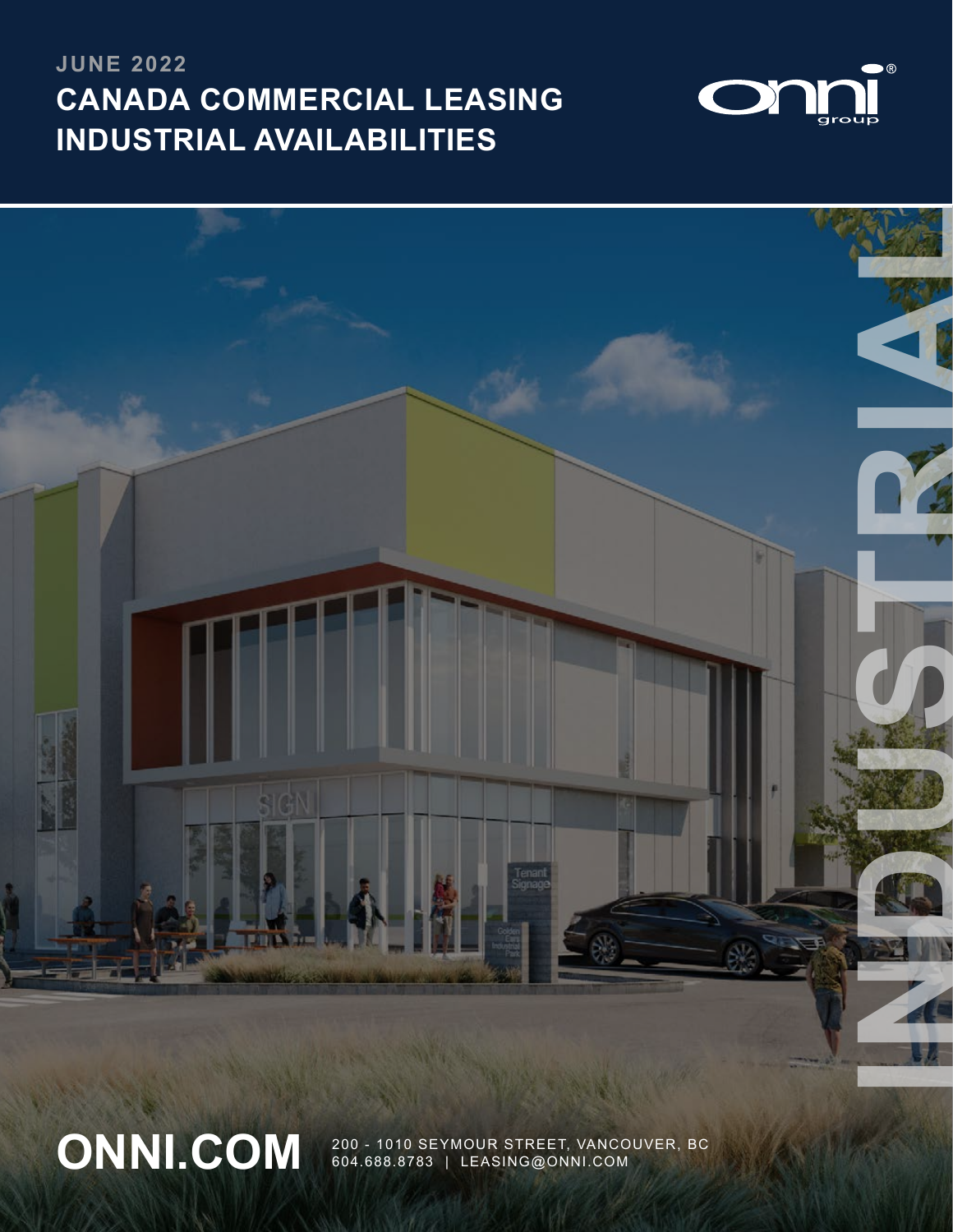**JUNE 2022**

# CANADA COMMERCIAL LEASING INDUSTRIAL AVAILABILITIES

INDUSTRIAL

# ONNI.COM

200 - 1010 SEYMOUR STREET, VANCOUVER, BC
604.688.8783 | LEASING@ONNI.COM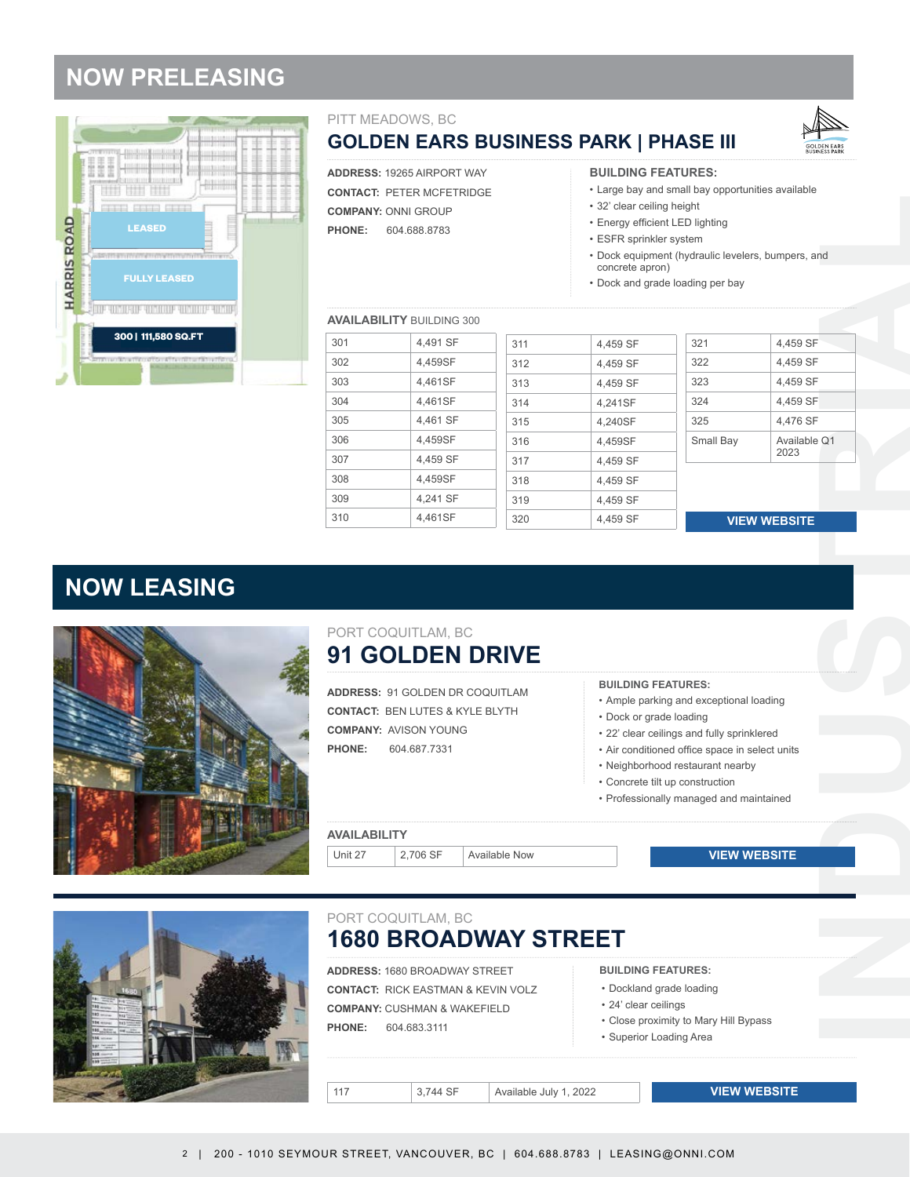## NOW PRELEASING

PITT MEADOWS, BC

### GOLDEN EARS BUSINESS PARK | PHASE III

**ADDRESS:** 19265 AIRPORT WAY
**CONTACT:** PETER MCFETRIDGE
**COMPANY:** ONNI GROUP
**PHONE:** 604.688.8783

**BUILDING FEATURES:**

- Large bay and small bay opportunities available
- 32' clear ceiling height
- Energy efficient LED lighting
- ESFR sprinkler system
- Dock equipment (hydraulic levelers, bumpers, and concrete apron)
- Dock and grade loading per bay

**AVAILABILITY** BUILDING 300

| Unit | Size | Unit | Size | Unit | Size |
|---|---|---|---|---|---|
| 301 | 4,491 SF | 311 | 4,459 SF | 321 | 4,459 SF |
| 302 | 4,459SF | 312 | 4,459 SF | 322 | 4,459 SF |
| 303 | 4,461SF | 313 | 4,459 SF | 323 | 4,459 SF |
| 304 | 4,461SF | 314 | 4,241SF | 324 | 4,459 SF |
| 305 | 4,461 SF | 315 | 4,240SF | 325 | 4,476 SF |
| 306 | 4,459SF | 316 | 4,459SF | Small Bay | Available Q1 2023 |
| 307 | 4,459 SF | 317 | 4,459 SF | | |
| 308 | 4,459SF | 318 | 4,459 SF | | |
| 309 | 4,241 SF | 319 | 4,459 SF | | |
| 310 | 4,461SF | 320 | 4,459 SF | | |

LEASED
FULLY LEASED
300 | 111,580 SQ.FT
HARRIS ROAD

VIEW WEBSITE

## NOW LEASING

PORT COQUITLAM, BC

### 91 GOLDEN DRIVE

**ADDRESS:** 91 GOLDEN DR COQUITLAM
**CONTACT:** BEN LUTES & KYLE BLYTH
**COMPANY:** AVISON YOUNG
**PHONE:** 604.687.7331

**BUILDING FEATURES:**

- Ample parking and exceptional loading
- Dock or grade loading
- 22' clear ceilings and fully sprinklered
- Air conditioned office space in select units
- Neighborhood restaurant nearby
- Concrete tilt up construction
- Professionally managed and maintained

**AVAILABILITY**

| Unit | Size | Availability |
|---|---|---|
| Unit 27 | 2,706 SF | Available Now |

VIEW WEBSITE

PORT COQUITLAM, BC

### 1680 BROADWAY STREET

**ADDRESS:** 1680 BROADWAY STREET
**CONTACT:** RICK EASTMAN & KEVIN VOLZ
**COMPANY:** CUSHMAN & WAKEFIELD
**PHONE:** 604.683.3111

**BUILDING FEATURES:**

- Dockland grade loading
- 24' clear ceilings
- Close proximity to Mary Hill Bypass
- Superior Loading Area

| Unit | Size | Availability |
|---|---|---|
| 117 | 3,744 SF | Available July 1, 2022 |

VIEW WEBSITE

200 - 1010 SEYMOUR STREET, VANCOUVER, BC | 604.688.8783 | LEASING@ONNI.COM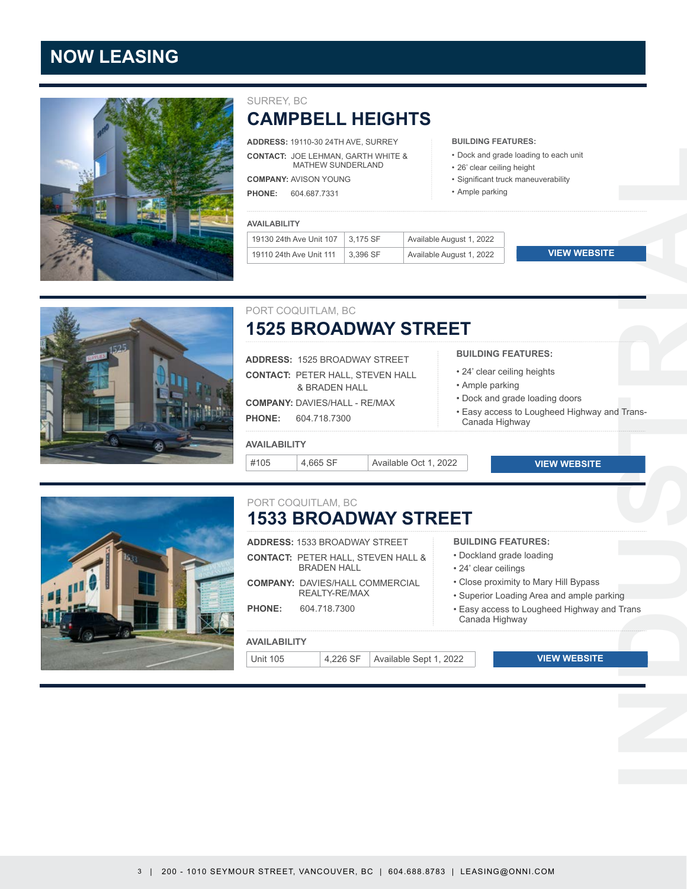# NOW LEASING

SURREY, BC

## CAMPBELL HEIGHTS

**ADDRESS:** 19110-30 24TH AVE, SURREY

**CONTACT:** JOE LEHMAN, GARTH WHITE & MATHEW SUNDERLAND

**COMPANY:** AVISON YOUNG

**PHONE:** 604.687.7331

**BUILDING FEATURES:**

- Dock and grade loading to each unit
- 26' clear ceiling height
- Significant truck maneuverability
- Ample parking

**AVAILABILITY**

| | | |
|---|---|---|
| 19130 24th Ave Unit 107 | 3,175 SF | Available August 1, 2022 |
| 19110 24th Ave Unit 111 | 3,396 SF | Available August 1, 2022 |

**VIEW WEBSITE**

PORT COQUITLAM, BC

## 1525 BROADWAY STREET

**ADDRESS:** 1525 BROADWAY STREET

**CONTACT:** PETER HALL, STEVEN HALL & BRADEN HALL

**COMPANY:** DAVIES/HALL - RE/MAX

**PHONE:** 604.718.7300

**BUILDING FEATURES:**

- 24' clear ceiling heights
- Ample parking
- Dock and grade loading doors
- Easy access to Lougheed Highway and Trans-Canada Highway

**AVAILABILITY**

| | | |
|---|---|---|
| #105 | 4,665 SF | Available Oct 1, 2022 |

**VIEW WEBSITE**

PORT COQUITLAM, BC

## 1533 BROADWAY STREET

**ADDRESS:** 1533 BROADWAY STREET

**CONTACT:** PETER HALL, STEVEN HALL & BRADEN HALL

**COMPANY:** DAVIES/HALL COMMERCIAL REALTY-RE/MAX

**PHONE:** 604.718.7300

**BUILDING FEATURES:**

- Dockland grade loading
- 24' clear ceilings
- Close proximity to Mary Hill Bypass
- Superior Loading Area and ample parking
- Easy access to Lougheed Highway and Trans Canada Highway

**AVAILABILITY**

| | | |
|---|---|---|
| Unit 105 | 4,226 SF | Available Sept 1, 2022 |

**VIEW WEBSITE**

INDUSTRIAL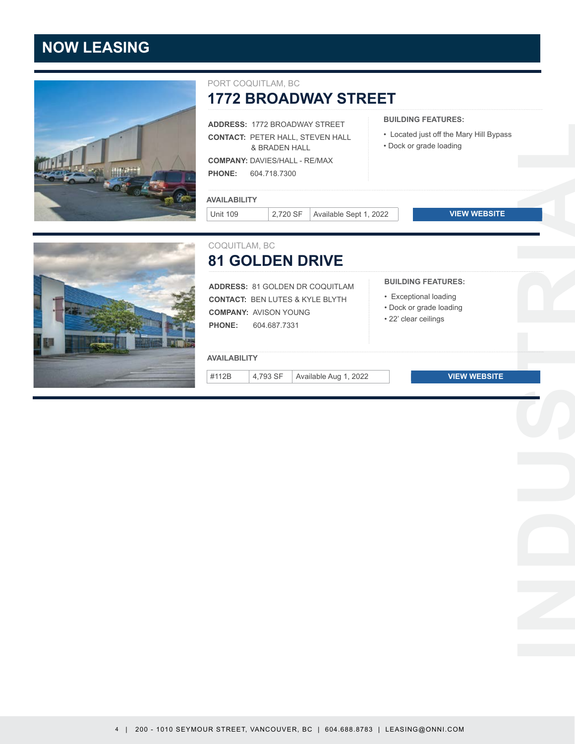# NOW LEASING

PORT COQUITLAM, BC

## 1772 BROADWAY STREET

**ADDRESS:** 1772 BROADWAY STREET
**CONTACT:** PETER HALL, STEVEN HALL & BRADEN HALL
**COMPANY:** DAVIES/HALL - RE/MAX
**PHONE:** 604.718.7300

**BUILDING FEATURES:**

- Located just off the Mary Hill Bypass
- Dock or grade loading

**AVAILABILITY**

| Unit 109 | 2,720 SF | Available Sept 1, 2022 |
|---|---|---|

VIEW WEBSITE

COQUITLAM, BC

## 81 GOLDEN DRIVE

**ADDRESS:** 81 GOLDEN DR COQUITLAM
**CONTACT:** BEN LUTES & KYLE BLYTH
**COMPANY:** AVISON YOUNG
**PHONE:** 604.687.7331

**BUILDING FEATURES:**

- Exceptional loading
- Dock or grade loading
- 22' clear ceilings

**AVAILABILITY**

| #112B | 4,793 SF | Available Aug 1, 2022 |
|---|---|---|

VIEW WEBSITE

INDUSTRIAL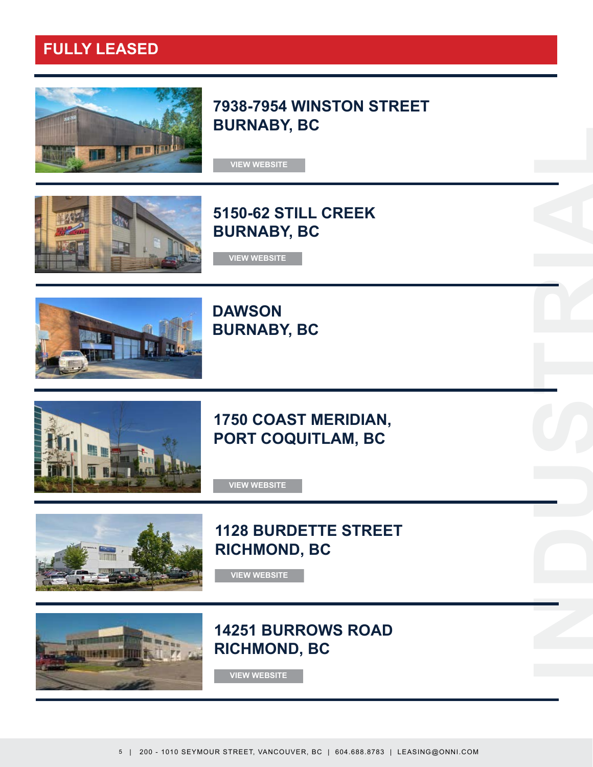## FULLY LEASED

### 7938-7954 WINSTON STREET
### BURNABY, BC

VIEW WEBSITE

### 5150-62 STILL CREEK
### BURNABY, BC

VIEW WEBSITE

### DAWSON
### BURNABY, BC

### 1750 COAST MERIDIAN,
### PORT COQUITLAM, BC

VIEW WEBSITE

### 1128 BURDETTE STREET
### RICHMOND, BC

VIEW WEBSITE

### 14251 BURROWS ROAD
### RICHMOND, BC

VIEW WEBSITE

INDUSTRIAL

200 - 1010 SEYMOUR STREET, VANCOUVER, BC | 604.688.8783 | LEASING@ONNI.COM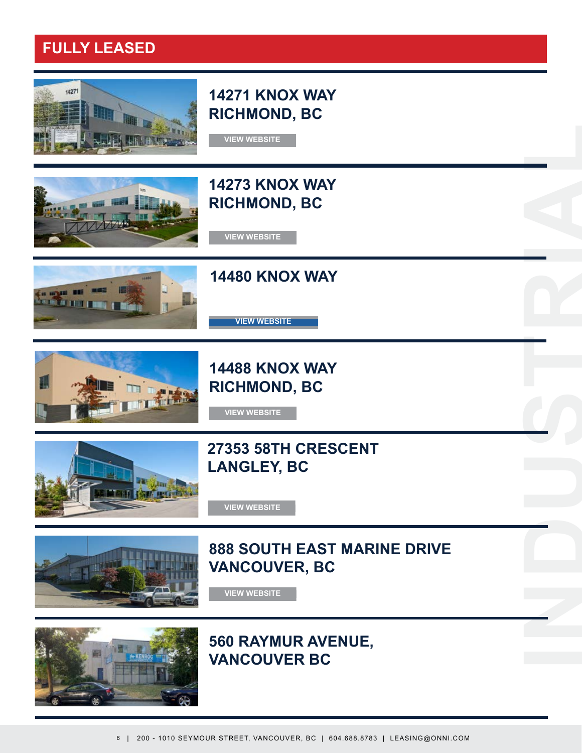# FULLY LEASED

## 14271 KNOX WAY
## RICHMOND, BC

VIEW WEBSITE

## 14273 KNOX WAY
## RICHMOND, BC

VIEW WEBSITE

## 14480 KNOX WAY

VIEW WEBSITE

## 14488 KNOX WAY
## RICHMOND, BC

VIEW WEBSITE

## 27353 58TH CRESCENT
## LANGLEY, BC

VIEW WEBSITE

## 888 SOUTH EAST MARINE DRIVE
## VANCOUVER, BC

VIEW WEBSITE

## 560 RAYMUR AVENUE,
## VANCOUVER BC

INDUSTRIAL

200 - 1010 SEYMOUR STREET, VANCOUVER, BC | 604.688.8783 | LEASING@ONNI.COM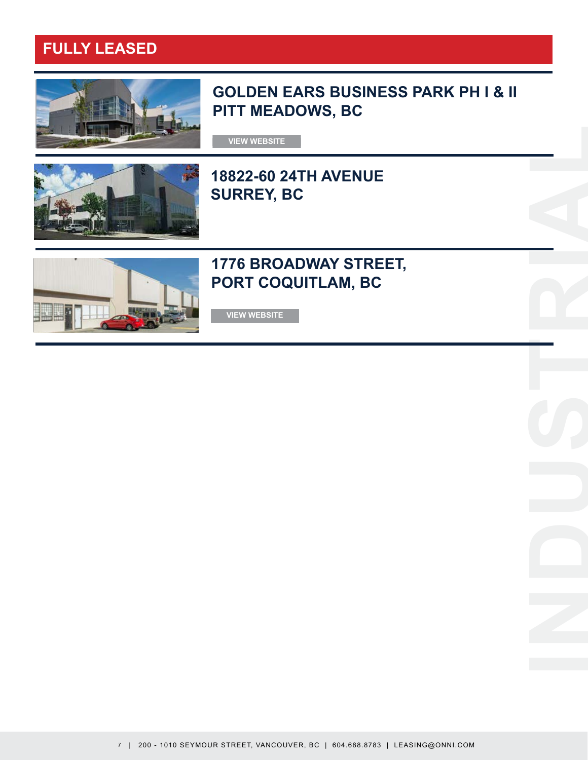## FULLY LEASED

### GOLDEN EARS BUSINESS PARK PH I & II
### PITT MEADOWS, BC

VIEW WEBSITE

### 18822-60 24TH AVENUE
### SURREY, BC

### 1776 BROADWAY STREET,
### PORT COQUITLAM, BC

VIEW WEBSITE

INDUSTRIAL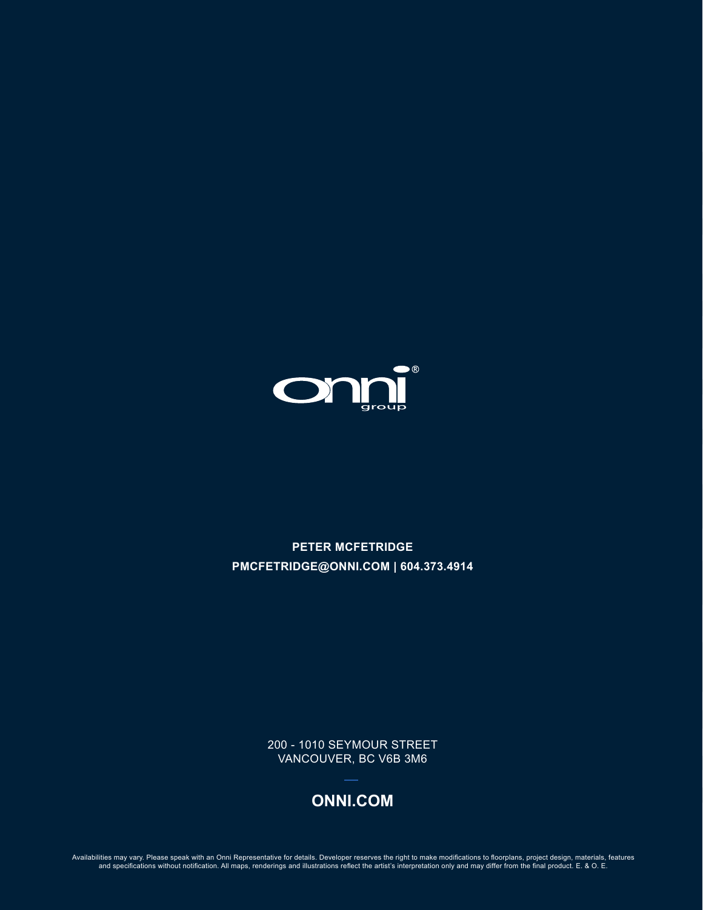**PETER MCFETRIDGE**

**PMCFETRIDGE@ONNI.COM | 604.373.4914**

200 - 1010 SEYMOUR STREET
VANCOUVER, BC V6B 3M6

**ONNI.COM**

Availabilities may vary. Please speak with an Onni Representative for details. Developer reserves the right to make modifications to floorplans, project design, materials, features and specifications without notification. All maps, renderings and illustrations reflect the artist's interpretation only and may differ from the final product. E. & O. E.